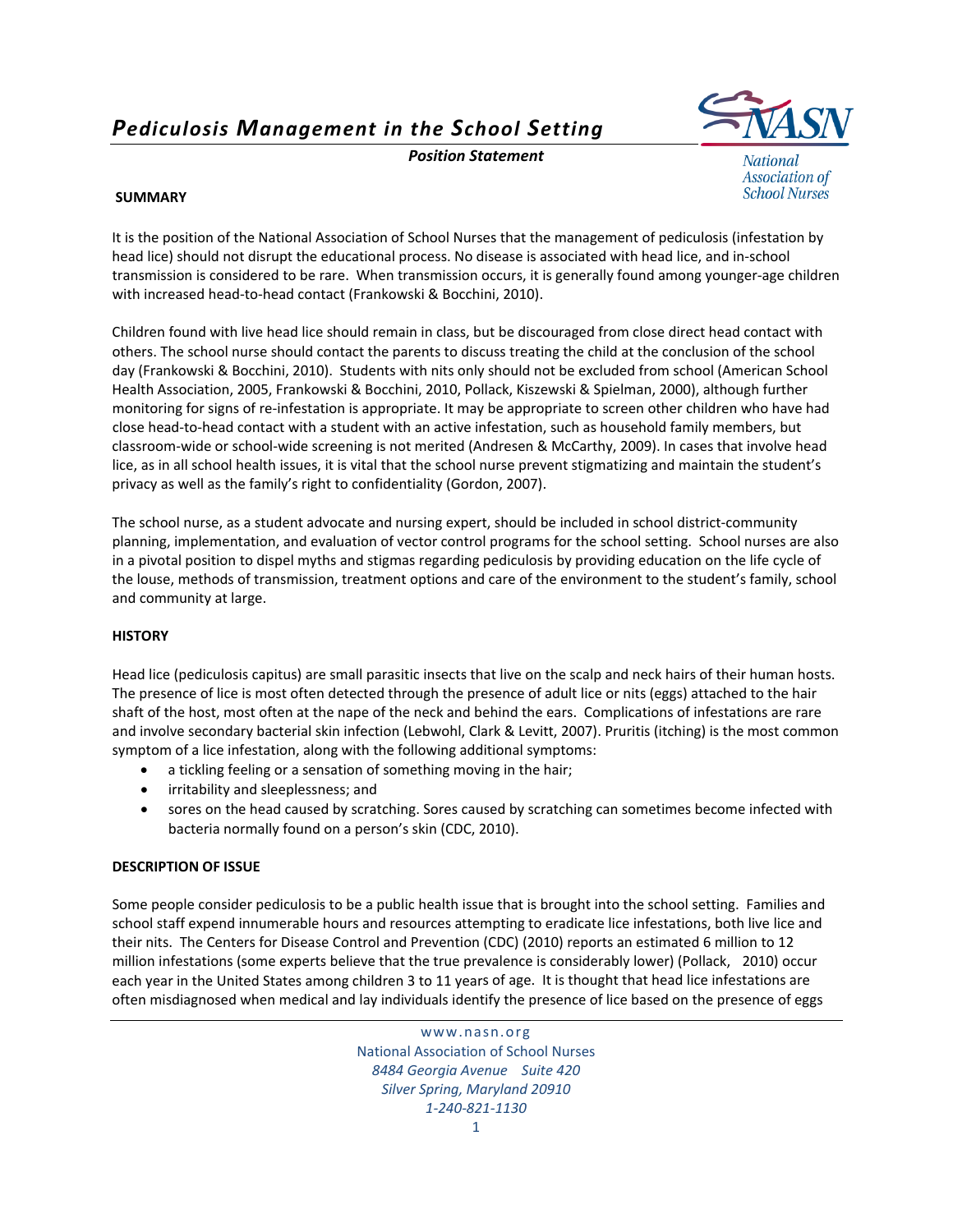# *Pediculosis Management in the School Setting*

***Position Statement***

National Association of School Nurses

## SUMMARY

It is the position of the National Association of School Nurses that the management of pediculosis (infestation by head lice) should not disrupt the educational process. No disease is associated with head lice, and in-school transmission is considered to be rare. When transmission occurs, it is generally found among younger-age children with increased head-to-head contact (Frankowski & Bocchini, 2010).

Children found with live head lice should remain in class, but be discouraged from close direct head contact with others. The school nurse should contact the parents to discuss treating the child at the conclusion of the school day (Frankowski & Bocchini, 2010). Students with nits only should not be excluded from school (American School Health Association, 2005, Frankowski & Bocchini, 2010, Pollack, Kiszewski & Spielman, 2000), although further monitoring for signs of re-infestation is appropriate. It may be appropriate to screen other children who have had close head-to-head contact with a student with an active infestation, such as household family members, but classroom-wide or school-wide screening is not merited (Andresen & McCarthy, 2009). In cases that involve head lice, as in all school health issues, it is vital that the school nurse prevent stigmatizing and maintain the student's privacy as well as the family's right to confidentiality (Gordon, 2007).

The school nurse, as a student advocate and nursing expert, should be included in school district-community planning, implementation, and evaluation of vector control programs for the school setting. School nurses are also in a pivotal position to dispel myths and stigmas regarding pediculosis by providing education on the life cycle of the louse, methods of transmission, treatment options and care of the environment to the student's family, school and community at large.

## HISTORY

Head lice (pediculosis capitus) are small parasitic insects that live on the scalp and neck hairs of their human hosts. The presence of lice is most often detected through the presence of adult lice or nits (eggs) attached to the hair shaft of the host, most often at the nape of the neck and behind the ears. Complications of infestations are rare and involve secondary bacterial skin infection (Lebwohl, Clark & Levitt, 2007). Pruritis (itching) is the most common symptom of a lice infestation, along with the following additional symptoms:

- a tickling feeling or a sensation of something moving in the hair;
- irritability and sleeplessness; and
- sores on the head caused by scratching. Sores caused by scratching can sometimes become infected with bacteria normally found on a person's skin (CDC, 2010).

## DESCRIPTION OF ISSUE

Some people consider pediculosis to be a public health issue that is brought into the school setting. Families and school staff expend innumerable hours and resources attempting to eradicate lice infestations, both live lice and their nits. The Centers for Disease Control and Prevention (CDC) (2010) reports an estimated 6 million to 12 million infestations (some experts believe that the true prevalence is considerably lower) (Pollack, 2010) occur each year in the United States among children 3 to 11 years of age. It is thought that head lice infestations are often misdiagnosed when medical and lay individuals identify the presence of lice based on the presence of eggs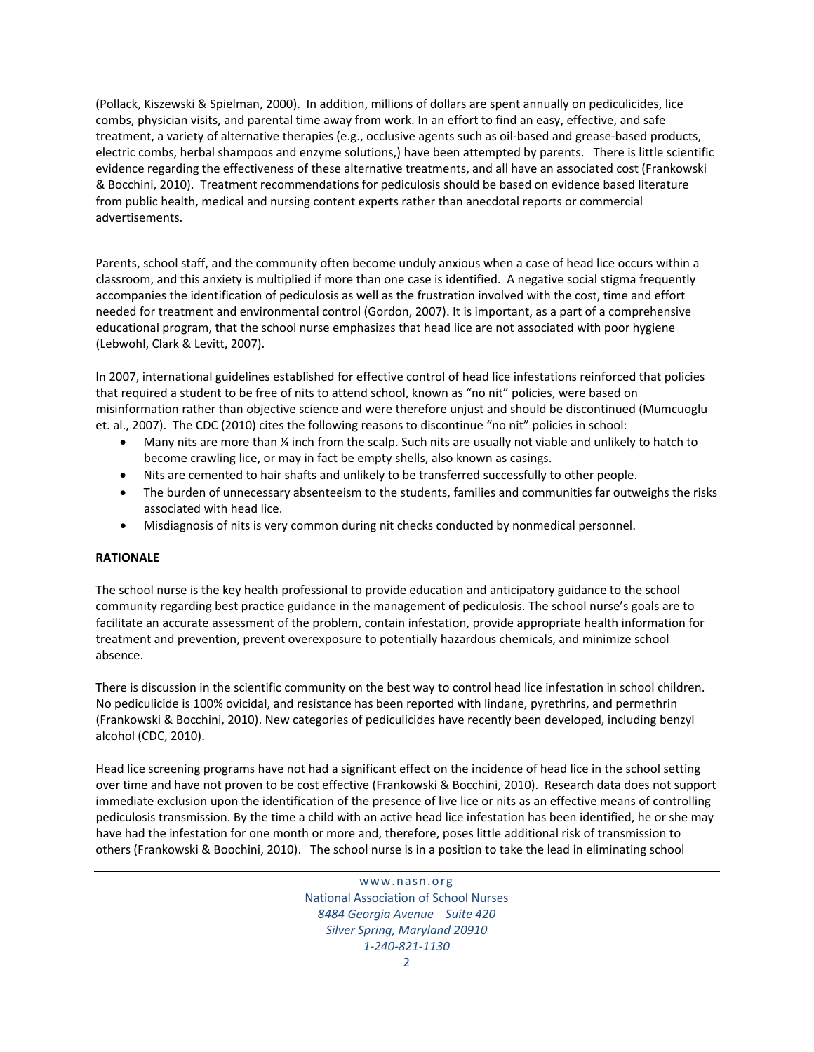(Pollack, Kiszewski & Spielman, 2000). In addition, millions of dollars are spent annually on pediculicides, lice combs, physician visits, and parental time away from work. In an effort to find an easy, effective, and safe treatment, a variety of alternative therapies (e.g., occlusive agents such as oil-based and grease-based products, electric combs, herbal shampoos and enzyme solutions,) have been attempted by parents. There is little scientific evidence regarding the effectiveness of these alternative treatments, and all have an associated cost (Frankowski & Bocchini, 2010). Treatment recommendations for pediculosis should be based on evidence based literature from public health, medical and nursing content experts rather than anecdotal reports or commercial advertisements.

Parents, school staff, and the community often become unduly anxious when a case of head lice occurs within a classroom, and this anxiety is multiplied if more than one case is identified. A negative social stigma frequently accompanies the identification of pediculosis as well as the frustration involved with the cost, time and effort needed for treatment and environmental control (Gordon, 2007). It is important, as a part of a comprehensive educational program, that the school nurse emphasizes that head lice are not associated with poor hygiene (Lebwohl, Clark & Levitt, 2007).

In 2007, international guidelines established for effective control of head lice infestations reinforced that policies that required a student to be free of nits to attend school, known as "no nit" policies, were based on misinformation rather than objective science and were therefore unjust and should be discontinued (Mumcuoglu et. al., 2007). The CDC (2010) cites the following reasons to discontinue "no nit" policies in school:

- Many nits are more than ¼ inch from the scalp. Such nits are usually not viable and unlikely to hatch to become crawling lice, or may in fact be empty shells, also known as casings.
- Nits are cemented to hair shafts and unlikely to be transferred successfully to other people.
- The burden of unnecessary absenteeism to the students, families and communities far outweighs the risks associated with head lice.
- Misdiagnosis of nits is very common during nit checks conducted by nonmedical personnel.

**RATIONALE**

The school nurse is the key health professional to provide education and anticipatory guidance to the school community regarding best practice guidance in the management of pediculosis. The school nurse's goals are to facilitate an accurate assessment of the problem, contain infestation, provide appropriate health information for treatment and prevention, prevent overexposure to potentially hazardous chemicals, and minimize school absence.

There is discussion in the scientific community on the best way to control head lice infestation in school children. No pediculicide is 100% ovicidal, and resistance has been reported with lindane, pyrethrins, and permethrin (Frankowski & Bocchini, 2010). New categories of pediculicides have recently been developed, including benzyl alcohol (CDC, 2010).

Head lice screening programs have not had a significant effect on the incidence of head lice in the school setting over time and have not proven to be cost effective (Frankowski & Bocchini, 2010). Research data does not support immediate exclusion upon the identification of the presence of live lice or nits as an effective means of controlling pediculosis transmission. By the time a child with an active head lice infestation has been identified, he or she may have had the infestation for one month or more and, therefore, poses little additional risk of transmission to others (Frankowski & Boochini, 2010). The school nurse is in a position to take the lead in eliminating school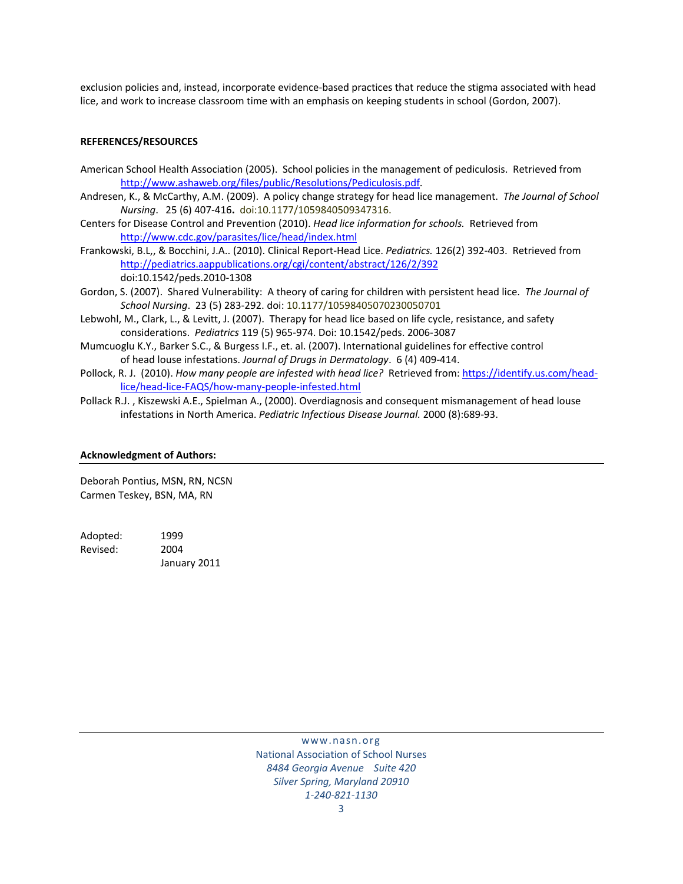exclusion policies and, instead, incorporate evidence-based practices that reduce the stigma associated with head lice, and work to increase classroom time with an emphasis on keeping students in school (Gordon, 2007).

**REFERENCES/RESOURCES**

American School Health Association (2005). School policies in the management of pediculosis. Retrieved from http://www.ashaweb.org/files/public/Resolutions/Pediculosis.pdf.

Andresen, K., & McCarthy, A.M. (2009). A policy change strategy for head lice management. *The Journal of School Nursing*. 25 (6) 407-416**.** doi:10.1177/1059840509347316.

Centers for Disease Control and Prevention (2010). *Head lice information for schools.* Retrieved from http://www.cdc.gov/parasites/lice/head/index.html

Frankowski, B.L,, & Bocchini, J.A.. (2010). Clinical Report-Head Lice. *Pediatrics.* 126(2) 392-403. Retrieved from http://pediatrics.aappublications.org/cgi/content/abstract/126/2/392 doi:10.1542/peds.2010-1308

Gordon, S. (2007). Shared Vulnerability: A theory of caring for children with persistent head lice. *The Journal of School Nursing*. 23 (5) 283-292. doi: 10.1177/10598405070230050701

Lebwohl, M., Clark, L., & Levitt, J. (2007). Therapy for head lice based on life cycle, resistance, and safety considerations. *Pediatrics* 119 (5) 965-974. Doi: 10.1542/peds. 2006-3087

Mumcuoglu K.Y., Barker S.C., & Burgess I.F., et. al. (2007). International guidelines for effective control of head louse infestations. *Journal of Drugs in Dermatology*. 6 (4) 409-414.

Pollock, R. J. (2010). *How many people are infested with head lice?* Retrieved from: https://identify.us.com/head-lice/head-lice-FAQS/how-many-people-infested.html

Pollack R.J. , Kiszewski A.E., Spielman A., (2000). Overdiagnosis and consequent mismanagement of head louse infestations in North America. *Pediatric Infectious Disease Journal.* 2000 (8):689-93.

**Acknowledgment of Authors:**

Deborah Pontius, MSN, RN, NCSN
Carmen Teskey, BSN, MA, RN

Adopted: 1999
Revised: 2004
January 2011

www.nasn.org
National Association of School Nurses
*8484 Georgia Avenue Suite 420*
*Silver Spring, Maryland 20910*
*1-240-821-1130*